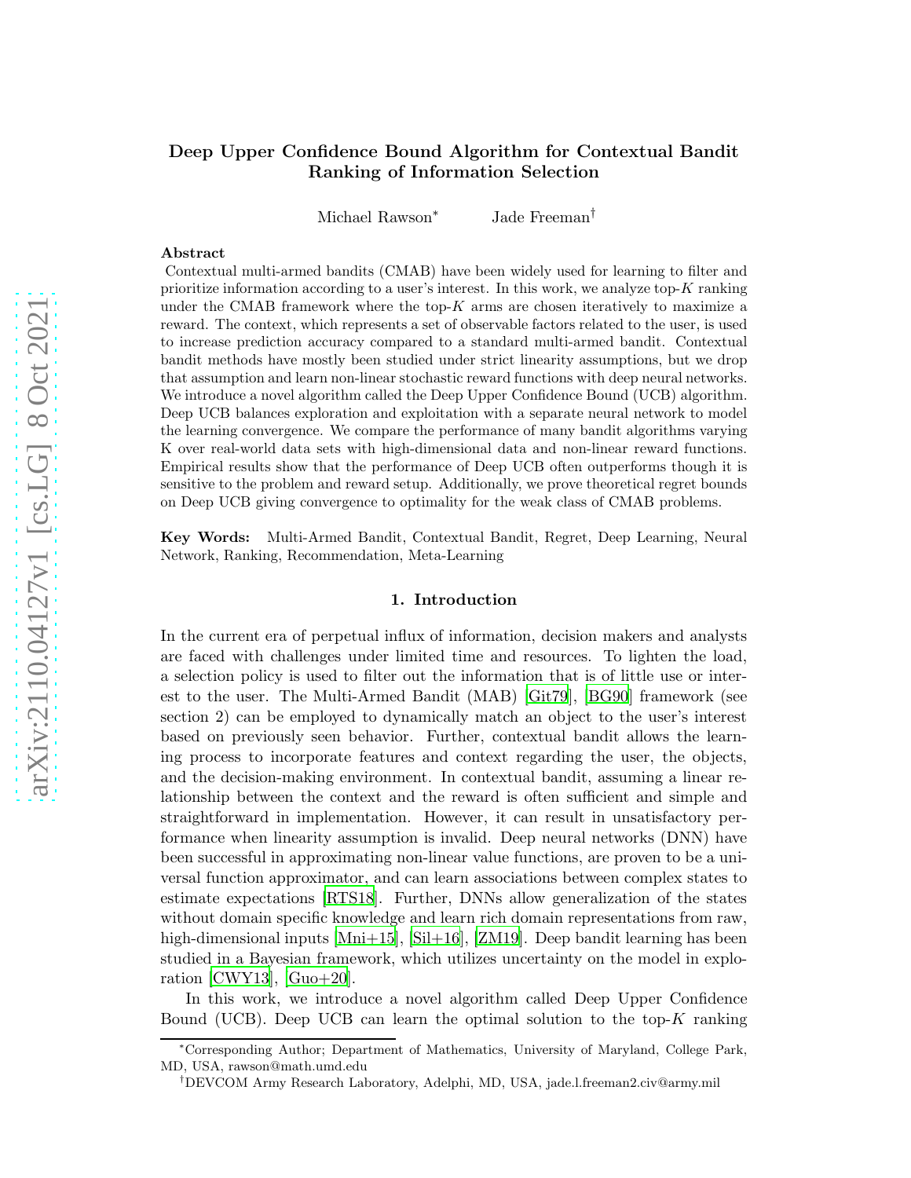# Deep Upper Confidence Bound Algorithm for Contextual Bandit Ranking of Information Selection

Michael Rawson[*] Jade Freeman[†]

## Abstract

Contextual multi-armed bandits (CMAB) have been widely used for learning to filter and prioritize information according to a user's interest. In this work, we analyze top-$K$ ranking under the CMAB framework where the top-$K$ arms are chosen iteratively to maximize a reward. The context, which represents a set of observable factors related to the user, is used to increase prediction accuracy compared to a standard multi-armed bandit. Contextual bandit methods have mostly been studied under strict linearity assumptions, but we drop that assumption and learn non-linear stochastic reward functions with deep neural networks. We introduce a novel algorithm called the Deep Upper Confidence Bound (UCB) algorithm. Deep UCB balances exploration and exploitation with a separate neural network to model the learning convergence. We compare the performance of many bandit algorithms varying K over real-world data sets with high-dimensional data and non-linear reward functions. Empirical results show that the performance of Deep UCB often outperforms though it is sensitive to the problem and reward setup. Additionally, we prove theoretical regret bounds on Deep UCB giving convergence to optimality for the weak class of CMAB problems.

**Key Words:** Multi-Armed Bandit, Contextual Bandit, Regret, Deep Learning, Neural Network, Ranking, Recommendation, Meta-Learning

## 1. Introduction

In the current era of perpetual influx of information, decision makers and analysts are faced with challenges under limited time and resources. To lighten the load, a selection policy is used to filter out the information that is of little use or interest to the user. The Multi-Armed Bandit (MAB) [Git79], [BG90] framework (see section 2) can be employed to dynamically match an object to the user's interest based on previously seen behavior. Further, contextual bandit allows the learning process to incorporate features and context regarding the user, the objects, and the decision-making environment. In contextual bandit, assuming a linear relationship between the context and the reward is often sufficient and simple and straightforward in implementation. However, it can result in unsatisfactory performance when linearity assumption is invalid. Deep neural networks (DNN) have been successful in approximating non-linear value functions, are proven to be a universal function approximator, and can learn associations between complex states to estimate expectations [RTS18]. Further, DNNs allow generalization of the states without domain specific knowledge and learn rich domain representations from raw, high-dimensional inputs [Mni+15], [Sil+16], [ZM19]. Deep bandit learning has been studied in a Bayesian framework, which utilizes uncertainty on the model in exploration [CWY13], [Guo+20].

In this work, we introduce a novel algorithm called Deep Upper Confidence Bound (UCB). Deep UCB can learn the optimal solution to the top-$K$ ranking

---

[*] Corresponding Author; Department of Mathematics, University of Maryland, College Park, MD, USA, rawson@math.umd.edu

[†] DEVCOM Army Research Laboratory, Adelphi, MD, USA, jade.l.freeman2.civ@army.mil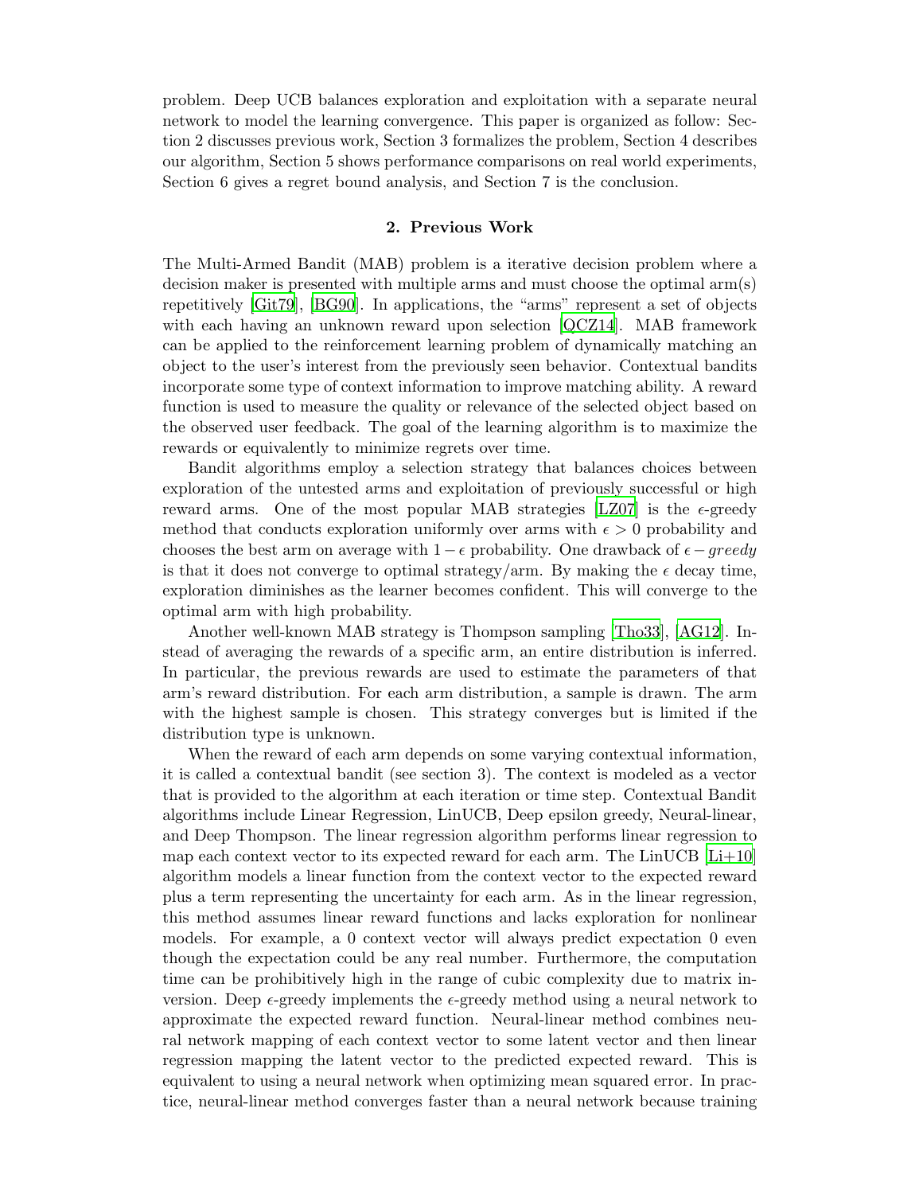problem. Deep UCB balances exploration and exploitation with a separate neural network to model the learning convergence. This paper is organized as follow: Section 2 discusses previous work, Section 3 formalizes the problem, Section 4 describes our algorithm, Section 5 shows performance comparisons on real world experiments, Section 6 gives a regret bound analysis, and Section 7 is the conclusion.

## 2. Previous Work

The Multi-Armed Bandit (MAB) problem is a iterative decision problem where a decision maker is presented with multiple arms and must choose the optimal arm(s) repetitively [Git79], [BG90]. In applications, the "arms" represent a set of objects with each having an unknown reward upon selection [QCZ14]. MAB framework can be applied to the reinforcement learning problem of dynamically matching an object to the user's interest from the previously seen behavior. Contextual bandits incorporate some type of context information to improve matching ability. A reward function is used to measure the quality or relevance of the selected object based on the observed user feedback. The goal of the learning algorithm is to maximize the rewards or equivalently to minimize regrets over time.

Bandit algorithms employ a selection strategy that balances choices between exploration of the untested arms and exploitation of previously successful or high reward arms. One of the most popular MAB strategies [LZ07] is the $\epsilon$-greedy method that conducts exploration uniformly over arms with $\epsilon > 0$ probability and chooses the best arm on average with $1 - \epsilon$ probability. One drawback of $\epsilon - greedy$ is that it does not converge to optimal strategy/arm. By making the $\epsilon$ decay time, exploration diminishes as the learner becomes confident. This will converge to the optimal arm with high probability.

Another well-known MAB strategy is Thompson sampling [Tho33], [AG12]. Instead of averaging the rewards of a specific arm, an entire distribution is inferred. In particular, the previous rewards are used to estimate the parameters of that arm's reward distribution. For each arm distribution, a sample is drawn. The arm with the highest sample is chosen. This strategy converges but is limited if the distribution type is unknown.

When the reward of each arm depends on some varying contextual information, it is called a contextual bandit (see section 3). The context is modeled as a vector that is provided to the algorithm at each iteration or time step. Contextual Bandit algorithms include Linear Regression, LinUCB, Deep epsilon greedy, Neural-linear, and Deep Thompson. The linear regression algorithm performs linear regression to map each context vector to its expected reward for each arm. The LinUCB [Li+10] algorithm models a linear function from the context vector to the expected reward plus a term representing the uncertainty for each arm. As in the linear regression, this method assumes linear reward functions and lacks exploration for nonlinear models. For example, a 0 context vector will always predict expectation 0 even though the expectation could be any real number. Furthermore, the computation time can be prohibitively high in the range of cubic complexity due to matrix inversion. Deep $\epsilon$-greedy implements the $\epsilon$-greedy method using a neural network to approximate the expected reward function. Neural-linear method combines neural network mapping of each context vector to some latent vector and then linear regression mapping the latent vector to the predicted expected reward. This is equivalent to using a neural network when optimizing mean squared error. In practice, neural-linear method converges faster than a neural network because training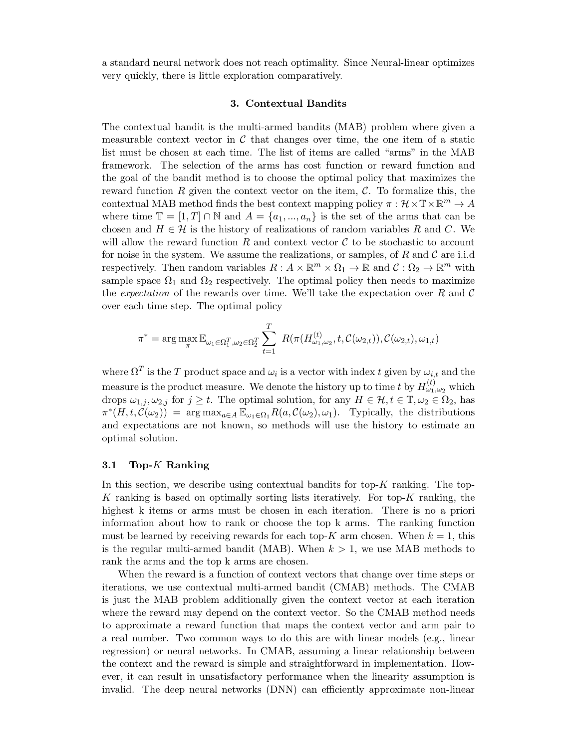a standard neural network does not reach optimality. Since Neural-linear optimizes very quickly, there is little exploration comparatively.

## 3. Contextual Bandits

The contextual bandit is the multi-armed bandits (MAB) problem where given a measurable context vector in $\mathcal{C}$ that changes over time, the one item of a static list must be chosen at each time. The list of items are called "arms" in the MAB framework. The selection of the arms has cost function or reward function and the goal of the bandit method is to choose the optimal policy that maximizes the reward function $R$ given the context vector on the item, $\mathcal{C}$. To formalize this, the contextual MAB method finds the best context mapping policy $\pi : \mathcal{H} \times \mathbb{T} \times \mathbb{R}^m \to A$ where time $\mathbb{T} = [1, T] \cap \mathbb{N}$ and $A = \{a_1, ..., a_n\}$ is the set of the arms that can be chosen and $H \in \mathcal{H}$ is the history of realizations of random variables $R$ and $C$. We will allow the reward function $R$ and context vector $\mathcal{C}$ to be stochastic to account for noise in the system. We assume the realizations, or samples, of $R$ and $\mathcal{C}$ are i.i.d respectively. Then random variables $R : A \times \mathbb{R}^m \times \Omega_1 \to \mathbb{R}$ and $\mathcal{C} : \Omega_2 \to \mathbb{R}^m$ with sample space $\Omega_1$ and $\Omega_2$ respectively. The optimal policy then needs to maximize the *expectation* of the rewards over time. We'll take the expectation over $R$ and $\mathcal{C}$ over each time step. The optimal policy

$$\pi^* = \arg\max_{\pi} \mathbb{E}_{\omega_1 \in \Omega_1^T, \omega_2 \in \Omega_2^T} \sum_{t=1}^{T} R(\pi(H^{(t)}_{\omega_1, \omega_2}, t, \mathcal{C}(\omega_{2,t})), \mathcal{C}(\omega_{2,t}), \omega_{1,t})$$

where $\Omega^T$ is the $T$ product space and $\omega_i$ is a vector with index $t$ given by $\omega_{i,t}$ and the measure is the product measure. We denote the history up to time $t$ by $H^{(t)}_{\omega_1, \omega_2}$ which drops $\omega_{1,j}, \omega_{2,j}$ for $j \geq t$. The optimal solution, for any $H \in \mathcal{H}, t \in \mathbb{T}, \omega_2 \in \Omega_2$, has $\pi^*(H, t, \mathcal{C}(\omega_2)) = \arg\max_{a \in A} \mathbb{E}_{\omega_1 \in \Omega_1} R(a, \mathcal{C}(\omega_2), \omega_1)$. Typically, the distributions and expectations are not known, so methods will use the history to estimate an optimal solution.

### 3.1 Top-$K$ Ranking

In this section, we describe using contextual bandits for top-$K$ ranking. The top-$K$ ranking is based on optimally sorting lists iteratively. For top-$K$ ranking, the highest k items or arms must be chosen in each iteration. There is no a priori information about how to rank or choose the top k arms. The ranking function must be learned by receiving rewards for each top-$K$ arm chosen. When $k = 1$, this is the regular multi-armed bandit (MAB). When $k > 1$, we use MAB methods to rank the arms and the top k arms are chosen.

When the reward is a function of context vectors that change over time steps or iterations, we use contextual multi-armed bandit (CMAB) methods. The CMAB is just the MAB problem additionally given the context vector at each iteration where the reward may depend on the context vector. So the CMAB method needs to approximate a reward function that maps the context vector and arm pair to a real number. Two common ways to do this are with linear models (e.g., linear regression) or neural networks. In CMAB, assuming a linear relationship between the context and the reward is simple and straightforward in implementation. However, it can result in unsatisfactory performance when the linearity assumption is invalid. The deep neural networks (DNN) can efficiently approximate non-linear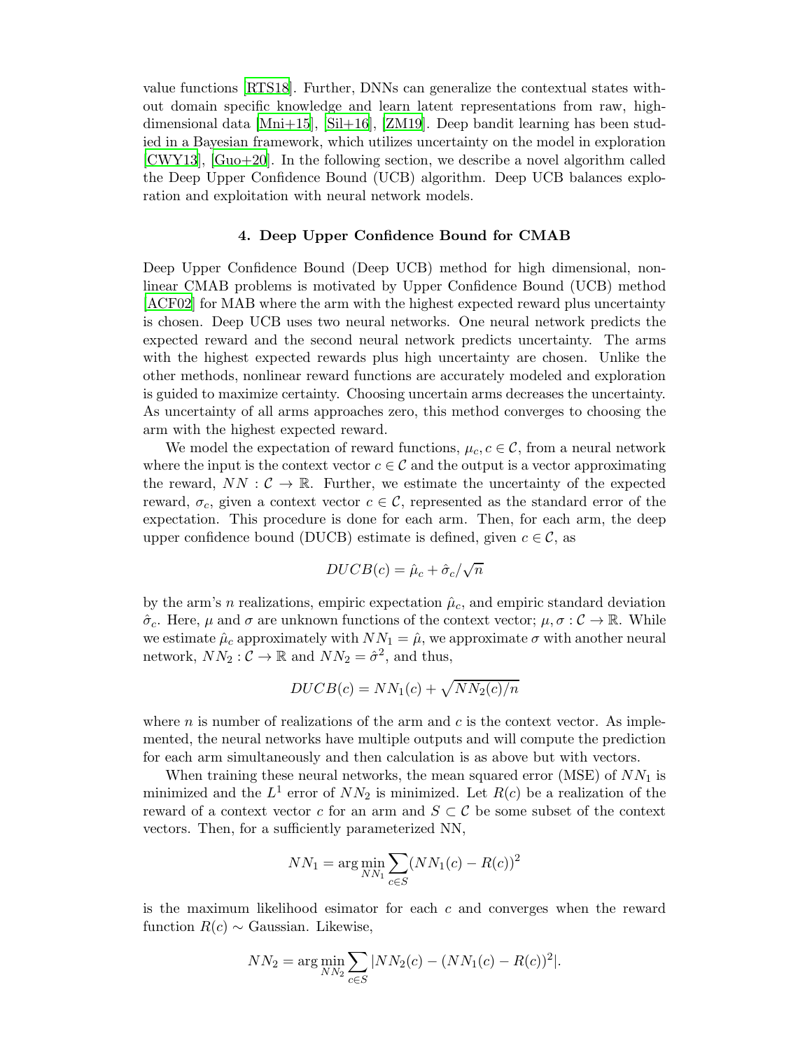value functions [RTS18]. Further, DNNs can generalize the contextual states without domain specific knowledge and learn latent representations from raw, high-dimensional data [Mni+15], [Sil+16], [ZM19]. Deep bandit learning has been studied in a Bayesian framework, which utilizes uncertainty on the model in exploration [CWY13], [Guo+20]. In the following section, we describe a novel algorithm called the Deep Upper Confidence Bound (UCB) algorithm. Deep UCB balances exploration and exploitation with neural network models.

## 4. Deep Upper Confidence Bound for CMAB

Deep Upper Confidence Bound (Deep UCB) method for high dimensional, nonlinear CMAB problems is motivated by Upper Confidence Bound (UCB) method [ACF02] for MAB where the arm with the highest expected reward plus uncertainty is chosen. Deep UCB uses two neural networks. One neural network predicts the expected reward and the second neural network predicts uncertainty. The arms with the highest expected rewards plus high uncertainty are chosen. Unlike the other methods, nonlinear reward functions are accurately modeled and exploration is guided to maximize certainty. Choosing uncertain arms decreases the uncertainty. As uncertainty of all arms approaches zero, this method converges to choosing the arm with the highest expected reward.

We model the expectation of reward functions, $\mu_c, c \in \mathcal{C}$, from a neural network where the input is the context vector $c \in \mathcal{C}$ and the output is a vector approximating the reward, $NN : \mathcal{C} \to \mathbb{R}$. Further, we estimate the uncertainty of the expected reward, $\sigma_c$, given a context vector $c \in \mathcal{C}$, represented as the standard error of the expectation. This procedure is done for each arm. Then, for each arm, the deep upper confidence bound (DUCB) estimate is defined, given $c \in \mathcal{C}$, as

$$DUCB(c) = \hat{\mu}_c + \hat{\sigma}_c/\sqrt{n}$$

by the arm's $n$ realizations, empiric expectation $\hat{\mu}_c$, and empiric standard deviation $\hat{\sigma}_c$. Here, $\mu$ and $\sigma$ are unknown functions of the context vector; $\mu, \sigma : \mathcal{C} \to \mathbb{R}$. While we estimate $\hat{\mu}_c$ approximately with $NN_1 = \hat{\mu}$, we approximate $\sigma$ with another neural network, $NN_2 : \mathcal{C} \to \mathbb{R}$ and $NN_2 = \hat{\sigma}^2$, and thus,

$$DUCB(c) = NN_1(c) + \sqrt{NN_2(c)/n}$$

where $n$ is number of realizations of the arm and $c$ is the context vector. As implemented, the neural networks have multiple outputs and will compute the prediction for each arm simultaneously and then calculation is as above but with vectors.

When training these neural networks, the mean squared error (MSE) of $NN_1$ is minimized and the $L^1$ error of $NN_2$ is minimized. Let $R(c)$ be a realization of the reward of a context vector $c$ for an arm and $S \subset \mathcal{C}$ be some subset of the context vectors. Then, for a sufficiently parameterized NN,

$$NN_1 = \arg\min_{NN_1} \sum_{c \in S} (NN_1(c) - R(c))^2$$

is the maximum likelihood esimator for each $c$ and converges when the reward function $R(c) \sim$ Gaussian. Likewise,

$$NN_2 = \arg\min_{NN_2} \sum_{c \in S} |NN_2(c) - (NN_1(c) - R(c))^2|.$$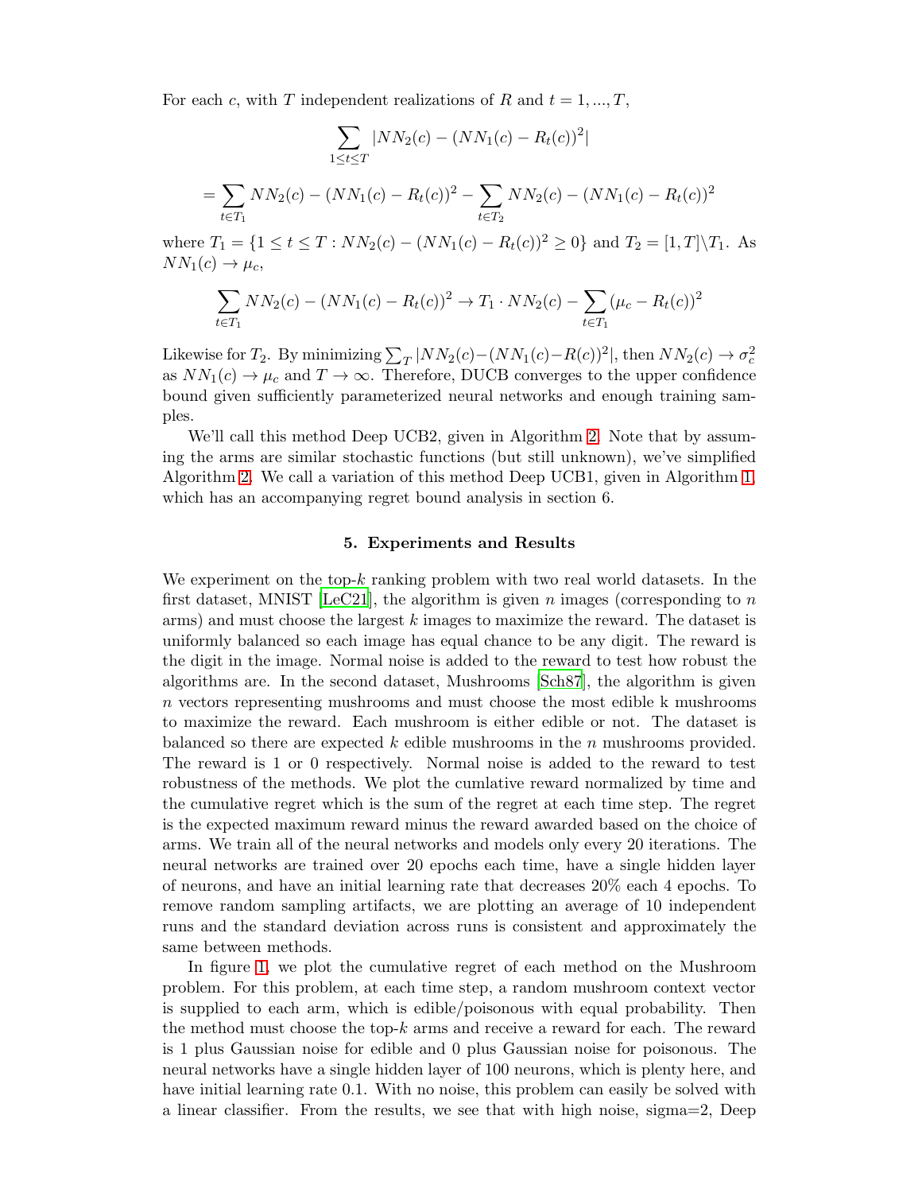For each $c$, with $T$ independent realizations of $R$ and $t = 1, ..., T$,

$$\sum_{1 \leq t \leq T} |NN_2(c) - (NN_1(c) - R_t(c))^2|$$

$$= \sum_{t \in T_1} NN_2(c) - (NN_1(c) - R_t(c))^2 - \sum_{t \in T_2} NN_2(c) - (NN_1(c) - R_t(c))^2$$

where $T_1 = \{1 \leq t \leq T : NN_2(c) - (NN_1(c) - R_t(c))^2 \geq 0\}$ and $T_2 = [1, T] \backslash T_1$. As $NN_1(c) \to \mu_c$,

$$\sum_{t \in T_1} NN_2(c) - (NN_1(c) - R_t(c))^2 \to T_1 \cdot NN_2(c) - \sum_{t \in T_1} (\mu_c - R_t(c))^2$$

Likewise for $T_2$. By minimizing $\sum_T |NN_2(c) - (NN_1(c) - R(c))^2|$, then $NN_2(c) \to \sigma_c^2$ as $NN_1(c) \to \mu_c$ and $T \to \infty$. Therefore, DUCB converges to the upper confidence bound given sufficiently parameterized neural networks and enough training samples.

We'll call this method Deep UCB2, given in Algorithm 2. Note that by assuming the arms are similar stochastic functions (but still unknown), we've simplified Algorithm 2. We call a variation of this method Deep UCB1, given in Algorithm 1, which has an accompanying regret bound analysis in section 6.

## 5. Experiments and Results

We experiment on the top-$k$ ranking problem with two real world datasets. In the first dataset, MNIST [LeC21], the algorithm is given $n$ images (corresponding to $n$ arms) and must choose the largest $k$ images to maximize the reward. The dataset is uniformly balanced so each image has equal chance to be any digit. The reward is the digit in the image. Normal noise is added to the reward to test how robust the algorithms are. In the second dataset, Mushrooms [Sch87], the algorithm is given $n$ vectors representing mushrooms and must choose the most edible k mushrooms to maximize the reward. Each mushroom is either edible or not. The dataset is balanced so there are expected $k$ edible mushrooms in the $n$ mushrooms provided. The reward is 1 or 0 respectively. Normal noise is added to the reward to test robustness of the methods. We plot the cumlative reward normalized by time and the cumulative regret which is the sum of the regret at each time step. The regret is the expected maximum reward minus the reward awarded based on the choice of arms. We train all of the neural networks and models only every 20 iterations. The neural networks are trained over 20 epochs each time, have a single hidden layer of neurons, and have an initial learning rate that decreases 20% each 4 epochs. To remove random sampling artifacts, we are plotting an average of 10 independent runs and the standard deviation across runs is consistent and approximately the same between methods.

In figure 1, we plot the cumulative regret of each method on the Mushroom problem. For this problem, at each time step, a random mushroom context vector is supplied to each arm, which is edible/poisonous with equal probability. Then the method must choose the top-$k$ arms and receive a reward for each. The reward is 1 plus Gaussian noise for edible and 0 plus Gaussian noise for poisonous. The neural networks have a single hidden layer of 100 neurons, which is plenty here, and have initial learning rate 0.1. With no noise, this problem can easily be solved with a linear classifier. From the results, we see that with high noise, sigma=2, Deep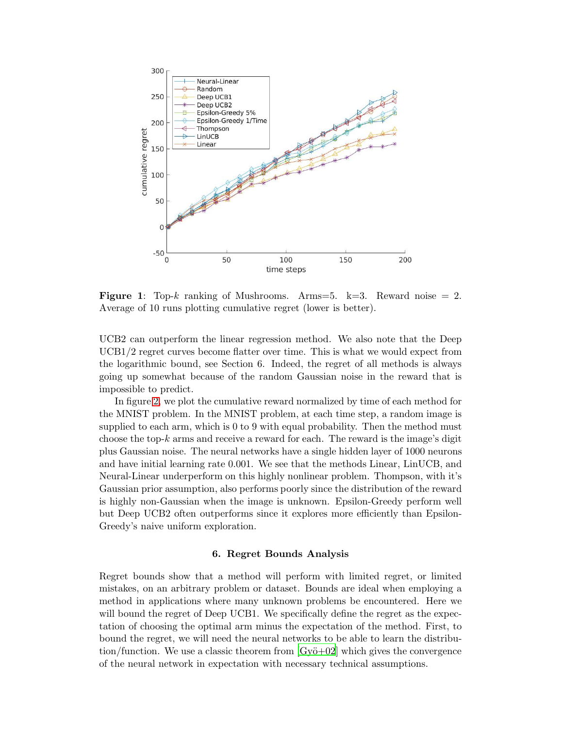**Figure 1**: Top-$k$ ranking of Mushrooms. Arms=5. k=3. Reward noise = 2. Average of 10 runs plotting cumulative regret (lower is better).

UCB2 can outperform the linear regression method. We also note that the Deep UCB1/2 regret curves become flatter over time. This is what we would expect from the logarithmic bound, see Section 6. Indeed, the regret of all methods is always going up somewhat because of the random Gaussian noise in the reward that is impossible to predict.

In figure 2, we plot the cumulative reward normalized by time of each method for the MNIST problem. In the MNIST problem, at each time step, a random image is supplied to each arm, which is 0 to 9 with equal probability. Then the method must choose the top-$k$ arms and receive a reward for each. The reward is the image's digit plus Gaussian noise. The neural networks have a single hidden layer of 1000 neurons and have initial learning rate 0.001. We see that the methods Linear, LinUCB, and Neural-Linear underperform on this highly nonlinear problem. Thompson, with it's Gaussian prior assumption, also performs poorly since the distribution of the reward is highly non-Gaussian when the image is unknown. Epsilon-Greedy perform well but Deep UCB2 often outperforms since it explores more efficiently than Epsilon-Greedy's naive uniform exploration.

## 6. Regret Bounds Analysis

Regret bounds show that a method will perform with limited regret, or limited mistakes, on an arbitrary problem or dataset. Bounds are ideal when employing a method in applications where many unknown problems be encountered. Here we will bound the regret of Deep UCB1. We specifically define the regret as the expectation of choosing the optimal arm minus the expectation of the method. First, to bound the regret, we will need the neural networks to be able to learn the distribution/function. We use a classic theorem from [Gyö+02] which gives the convergence of the neural network in expectation with necessary technical assumptions.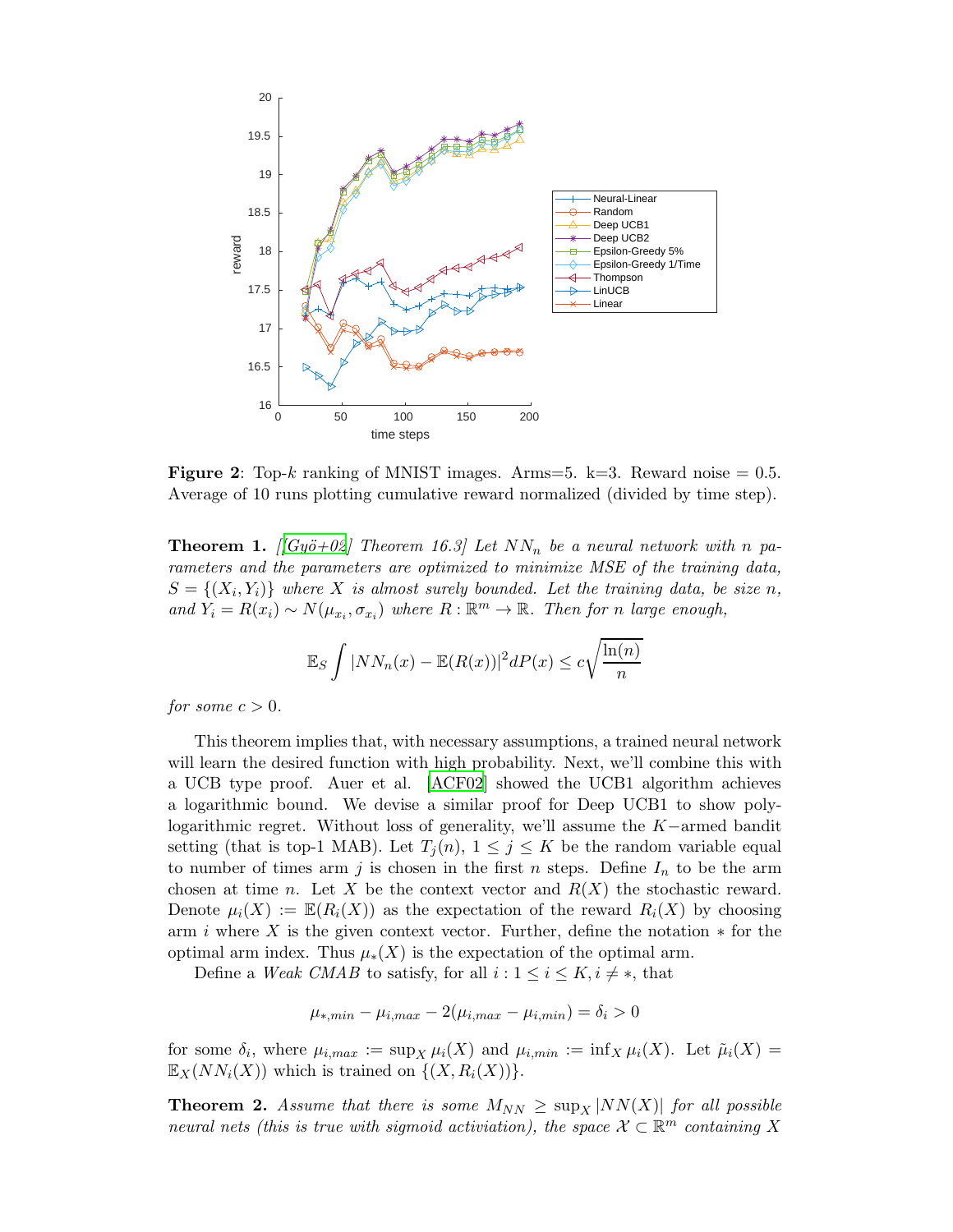**Figure 2**: Top-$k$ ranking of MNIST images. Arms=5. k=3. Reward noise = 0.5. Average of 10 runs plotting cumulative reward normalized (divided by time step).

**Theorem 1.** *[[Gyö+02] Theorem 16.3] Let $NN_n$ be a neural network with $n$ parameters and the parameters are optimized to minimize MSE of the training data, $S = \{(X_i, Y_i)\}$ where $X$ is almost surely bounded. Let the training data, be size $n$, and $Y_i = R(x_i) \sim N(\mu_{x_i}, \sigma_{x_i})$ where $R : \mathbb{R}^m \to \mathbb{R}$. Then for $n$ large enough,*

$$\mathbb{E}_S \int |NN_n(x) - \mathbb{E}(R(x))|^2 dP(x) \leq c\sqrt{\frac{\ln(n)}{n}}$$

*for some $c > 0$.*

This theorem implies that, with necessary assumptions, a trained neural network will learn the desired function with high probability. Next, we'll combine this with a UCB type proof. Auer et al. [ACF02] showed the UCB1 algorithm achieves a logarithmic bound. We devise a similar proof for Deep UCB1 to show poly-logarithmic regret. Without loss of generality, we'll assume the $K-$armed bandit setting (that is top-1 MAB). Let $T_j(n)$, $1 \leq j \leq K$ be the random variable equal to number of times arm $j$ is chosen in the first $n$ steps. Define $I_n$ to be the arm chosen at time $n$. Let $X$ be the context vector and $R(X)$ the stochastic reward. Denote $\mu_i(X) := \mathbb{E}(R_i(X))$ as the expectation of the reward $R_i(X)$ by choosing arm $i$ where $X$ is the given context vector. Further, define the notation $*$ for the optimal arm index. Thus $\mu_*(X)$ is the expectation of the optimal arm.

Define a *Weak CMAB* to satisfy, for all $i : 1 \leq i \leq K, i \neq *$, that

$$\mu_{*,min} - \mu_{i,max} - 2(\mu_{i,max} - \mu_{i,min}) = \delta_i > 0$$

for some $\delta_i$, where $\mu_{i,max} := \sup_X \mu_i(X)$ and $\mu_{i,min} := \inf_X \mu_i(X)$. Let $\tilde{\mu}_i(X) = \mathbb{E}_X(NN_i(X))$ which is trained on $\{(X, R_i(X))\}$.

**Theorem 2.** *Assume that there is some $M_{NN} \geq \sup_X |NN(X)|$ for all possible neural nets (this is true with sigmoid activiation), the space $\mathcal{X} \subset \mathbb{R}^m$ containing $X$*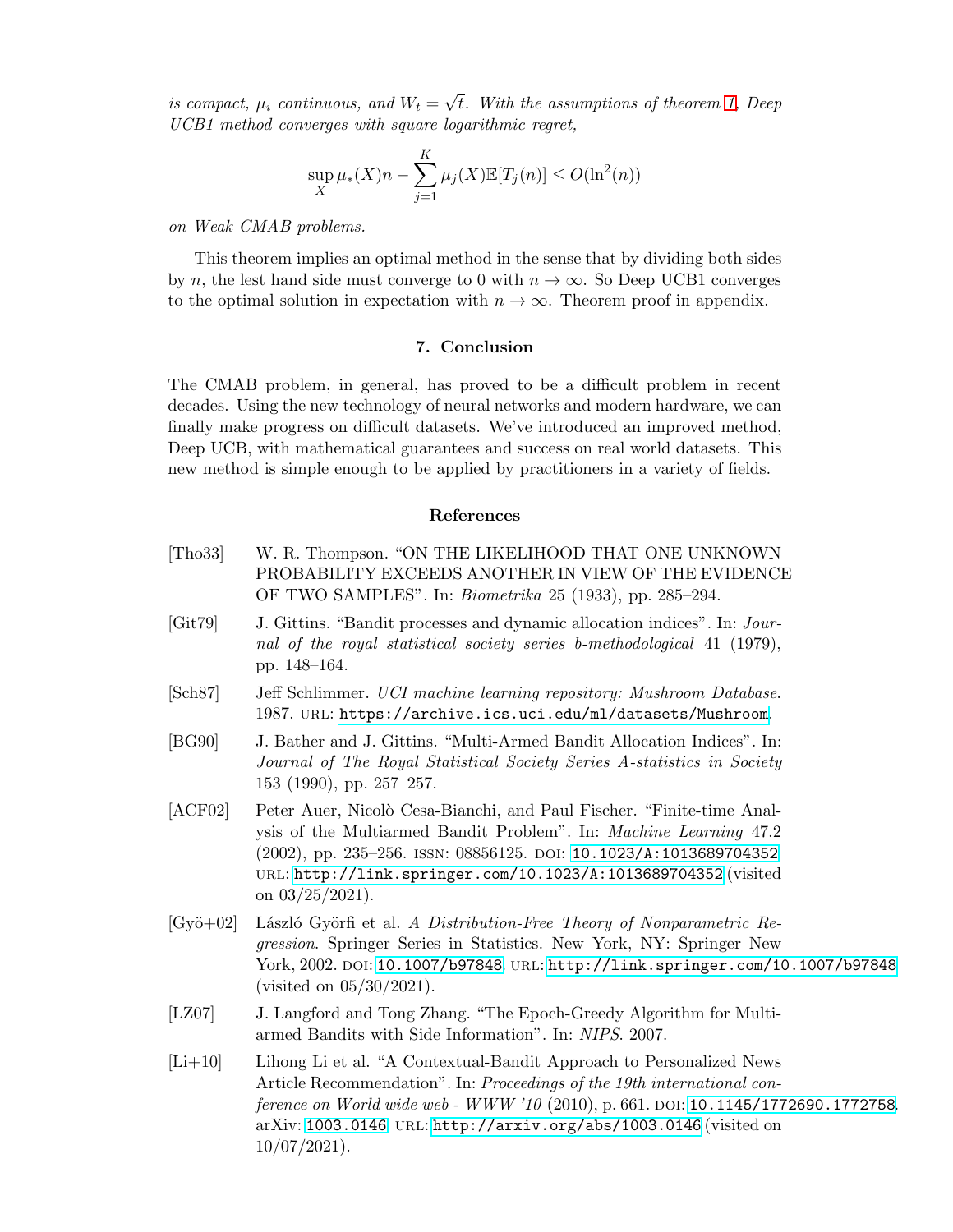*is compact, $\mu_i$ continuous, and $W_t = \sqrt{t}$. With the assumptions of theorem 1. Deep UCB1 method converges with square logarithmic regret,*

$$\sup_X \mu_*(X)n - \sum_{j=1}^{K} \mu_j(X)\mathbb{E}[T_j(n)] \leq O(\ln^2(n))$$

*on Weak CMAB problems.*

This theorem implies an optimal method in the sense that by dividing both sides by $n$, the lest hand side must converge to 0 with $n \to \infty$. So Deep UCB1 converges to the optimal solution in expectation with $n \to \infty$. Theorem proof in appendix.

## 7. Conclusion

The CMAB problem, in general, has proved to be a difficult problem in recent decades. Using the new technology of neural networks and modern hardware, we can finally make progress on difficult datasets. We've introduced an improved method, Deep UCB, with mathematical guarantees and success on real world datasets. This new method is simple enough to be applied by practitioners in a variety of fields.

## References

[Tho33] W. R. Thompson. "ON THE LIKELIHOOD THAT ONE UNKNOWN PROBABILITY EXCEEDS ANOTHER IN VIEW OF THE EVIDENCE OF TWO SAMPLES". In: *Biometrika* 25 (1933), pp. 285–294.

[Git79] J. Gittins. "Bandit processes and dynamic allocation indices". In: *Journal of the royal statistical society series b-methodological* 41 (1979), pp. 148–164.

[Sch87] Jeff Schlimmer. *UCI machine learning repository: Mushroom Database.* 1987. URL: `https://archive.ics.uci.edu/ml/datasets/Mushroom`.

[BG90] J. Bather and J. Gittins. "Multi-Armed Bandit Allocation Indices". In: *Journal of The Royal Statistical Society Series A-statistics in Society* 153 (1990), pp. 257–257.

[ACF02] Peter Auer, Nicolò Cesa-Bianchi, and Paul Fischer. "Finite-time Analysis of the Multiarmed Bandit Problem". In: *Machine Learning* 47.2 (2002), pp. 235–256. ISSN: 08856125. DOI: `10.1023/A:1013689704352`. URL: `http://link.springer.com/10.1023/A:1013689704352` (visited on 03/25/2021).

[Gyö+02] László Györfi et al. *A Distribution-Free Theory of Nonparametric Regression*. Springer Series in Statistics. New York, NY: Springer New York, 2002. DOI: `10.1007/b97848`. URL: `http://link.springer.com/10.1007/b97848` (visited on 05/30/2021).

[LZ07] J. Langford and Tong Zhang. "The Epoch-Greedy Algorithm for Multi-armed Bandits with Side Information". In: *NIPS*. 2007.

[Li+10] Lihong Li et al. "A Contextual-Bandit Approach to Personalized News Article Recommendation". In: *Proceedings of the 19th international conference on World wide web - WWW '10* (2010), p. 661. DOI: `10.1145/1772690.1772758`. arXiv: `1003.0146`. URL: `http://arxiv.org/abs/1003.0146` (visited on 10/07/2021).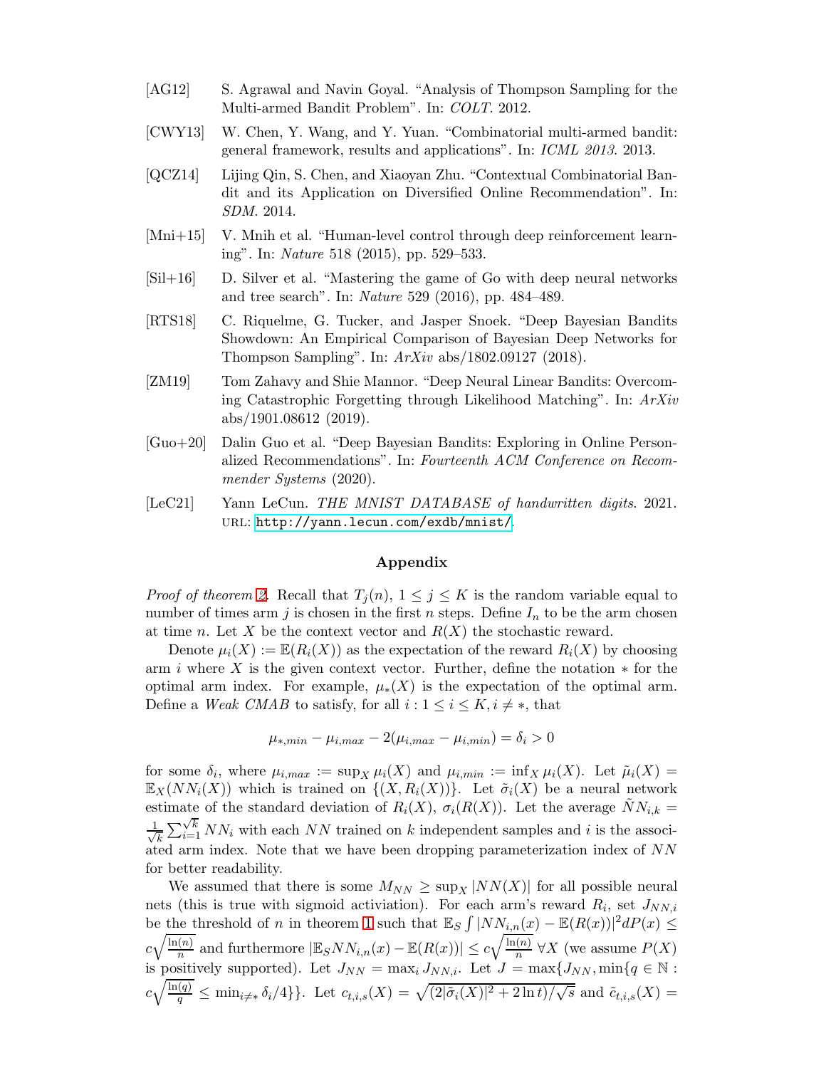[AG12] S. Agrawal and Navin Goyal. "Analysis of Thompson Sampling for the Multi-armed Bandit Problem". In: *COLT*. 2012.

[CWY13] W. Chen, Y. Wang, and Y. Yuan. "Combinatorial multi-armed bandit: general framework, results and applications". In: *ICML 2013*. 2013.

[QCZ14] Lijing Qin, S. Chen, and Xiaoyan Zhu. "Contextual Combinatorial Bandit and its Application on Diversified Online Recommendation". In: *SDM*. 2014.

[Mni+15] V. Mnih et al. "Human-level control through deep reinforcement learning". In: *Nature* 518 (2015), pp. 529–533.

[Sil+16] D. Silver et al. "Mastering the game of Go with deep neural networks and tree search". In: *Nature* 529 (2016), pp. 484–489.

[RTS18] C. Riquelme, G. Tucker, and Jasper Snoek. "Deep Bayesian Bandits Showdown: An Empirical Comparison of Bayesian Deep Networks for Thompson Sampling". In: *ArXiv* abs/1802.09127 (2018).

[ZM19] Tom Zahavy and Shie Mannor. "Deep Neural Linear Bandits: Overcoming Catastrophic Forgetting through Likelihood Matching". In: *ArXiv* abs/1901.08612 (2019).

[Guo+20] Dalin Guo et al. "Deep Bayesian Bandits: Exploring in Online Personalized Recommendations". In: *Fourteenth ACM Conference on Recommender Systems* (2020).

[LeC21] Yann LeCun. *THE MNIST DATABASE of handwritten digits*. 2021. URL: http://yann.lecun.com/exdb/mnist/.

## Appendix

*Proof of theorem 2.* Recall that $T_j(n)$, $1 \leq j \leq K$ is the random variable equal to number of times arm $j$ is chosen in the first $n$ steps. Define $I_n$ to be the arm chosen at time $n$. Let $X$ be the context vector and $R(X)$ the stochastic reward.

Denote $\mu_i(X) := \mathbb{E}(R_i(X))$ as the expectation of the reward $R_i(X)$ by choosing arm $i$ where $X$ is the given context vector. Further, define the notation $*$ for the optimal arm index. For example, $\mu_*(X)$ is the expectation of the optimal arm. Define a *Weak CMAB* to satisfy, for all $i : 1 \leq i \leq K, i \neq *$, that

$$\mu_{*,min} - \mu_{i,max} - 2(\mu_{i,max} - \mu_{i,min}) = \delta_i > 0$$

for some $\delta_i$, where $\mu_{i,max} := \sup_X \mu_i(X)$ and $\mu_{i,min} := \inf_X \mu_i(X)$. Let $\tilde{\mu}_i(X) = \mathbb{E}_X(NN_i(X))$ which is trained on $\{(X, R_i(X))\}$. Let $\tilde{\sigma}_i(X)$ be a neural network estimate of the standard deviation of $R_i(X)$, $\sigma_i(R(X))$. Let the average $\tilde{NN}_{i,k} = \frac{1}{\sqrt{k}} \sum_{i=1}^{\sqrt{k}} NN_i$ with each $NN$ trained on $k$ independent samples and $i$ is the associated arm index. Note that we have been dropping parameterization index of $NN$ for better readability.

We assumed that there is some $M_{NN} \geq \sup_X |NN(X)|$ for all possible neural nets (this is true with sigmoid activiation). For each arm's reward $R_i$, set $J_{NN,i}$ be the threshold of $n$ in theorem 1 such that $\mathbb{E}_S \int |NN_{i,n}(x) - \mathbb{E}(R(x))|^2 dP(x) \leq c\sqrt{\frac{\ln(n)}{n}}$ and furthermore $|\mathbb{E}_S NN_{i,n}(x) - \mathbb{E}(R(x))| \leq c\sqrt{\frac{\ln(n)}{n}}$ $\forall X$ (we assume $P(X)$ is positively supported). Let $J_{NN} = \max_i J_{NN,i}$. Let $J = \max\{J_{NN}, \min\{q \in \mathbb{N} : c\sqrt{\frac{\ln(q)}{q}} \leq \min_{i \neq *} \delta_i/4\}\}$. Let $c_{t,i,s}(X) = \sqrt{(2|\tilde{\sigma}_i(X)|^2 + 2\ln t)/\sqrt{s}}$ and $\tilde{c}_{t,i,s}(X) =$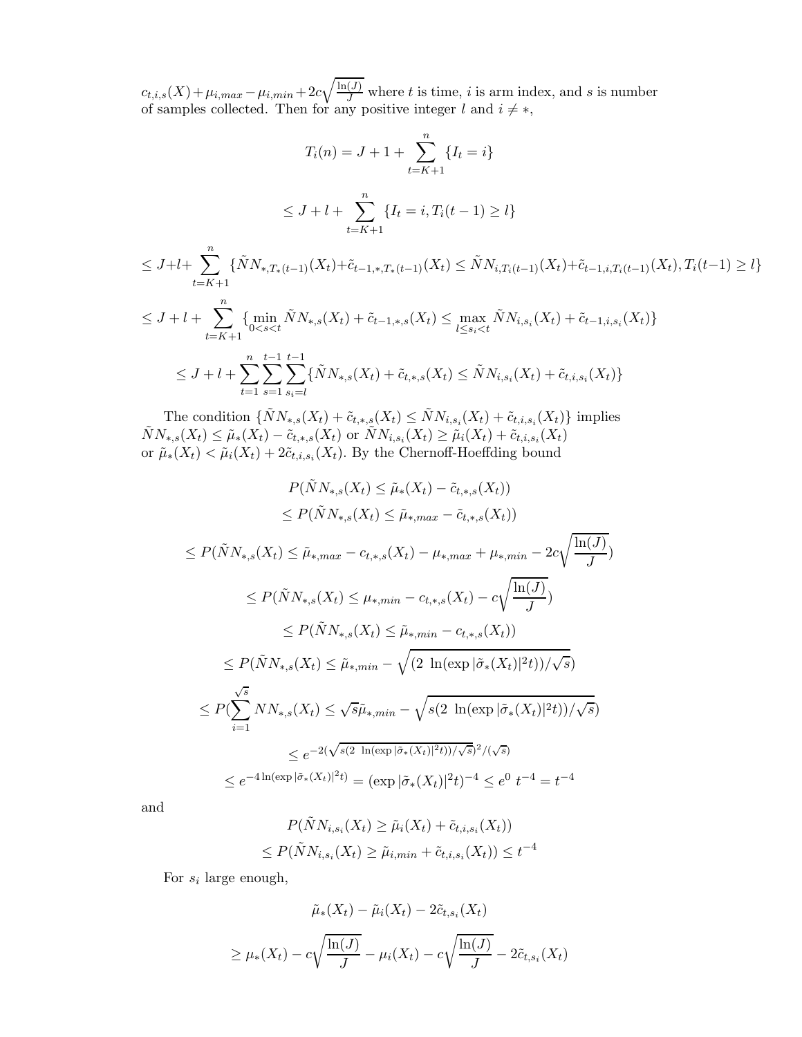$c_{t,i,s}(X) + \mu_{i,max} - \mu_{i,min} + 2c\sqrt{\frac{\ln(J)}{J}}$ where $t$ is time, $i$ is arm index, and $s$ is number of samples collected. Then for any positive integer $l$ and $i \neq *$,

$$T_i(n) = J + 1 + \sum_{t=K+1}^{n} \{I_t = i\}$$

$$\leq J + l + \sum_{t=K+1}^{n} \{I_t = i, T_i(t-1) \geq l\}$$

$$\leq J + l + \sum_{t=K+1}^{n} \{\tilde{N}N_{*,T_*(t-1)}(X_t) + \tilde{c}_{t-1,*,T_*(t-1)}(X_t) \leq \tilde{N}N_{i,T_i(t-1)}(X_t) + \tilde{c}_{t-1,i,T_i(t-1)}(X_t), T_i(t-1) \geq l\}$$

$$\leq J + l + \sum_{t=K+1}^{n} \{\min_{0<s<t} \tilde{N}N_{*,s}(X_t) + \tilde{c}_{t-1,*,s}(X_t) \leq \max_{l \leq s_i < t} \tilde{N}N_{i,s_i}(X_t) + \tilde{c}_{t-1,i,s_i}(X_t)\}$$

$$\leq J + l + \sum_{t=1}^{n} \sum_{s=1}^{t-1} \sum_{s_i=l}^{t-1} \{\tilde{N}N_{*,s}(X_t) + \tilde{c}_{t,*,s}(X_t) \leq \tilde{N}N_{i,s_i}(X_t) + \tilde{c}_{t,i,s_i}(X_t)\}$$

The condition $\{\tilde{N}N_{*,s}(X_t) + \tilde{c}_{t,*,s}(X_t) \leq \tilde{N}N_{i,s_i}(X_t) + \tilde{c}_{t,i,s_i}(X_t)\}$ implies $\tilde{N}N_{*,s}(X_t) \leq \tilde{\mu}_*(X_t) - \tilde{c}_{t,*,s}(X_t)$ or $\tilde{N}N_{i,s_i}(X_t) \geq \tilde{\mu}_i(X_t) + \tilde{c}_{t,i,s_i}(X_t)$ or $\tilde{\mu}_*(X_t) < \tilde{\mu}_i(X_t) + 2\tilde{c}_{t,i,s_i}(X_t)$. By the Chernoff-Hoeffding bound

$$P(\tilde{N}N_{*,s}(X_t) \leq \tilde{\mu}_*(X_t) - \tilde{c}_{t,*,s}(X_t))$$

$$\leq P(\tilde{N}N_{*,s}(X_t) \leq \tilde{\mu}_{*,max} - \tilde{c}_{t,*,s}(X_t))$$

$$\leq P(\tilde{N}N_{*,s}(X_t) \leq \tilde{\mu}_{*,max} - c_{t,*,s}(X_t) - \mu_{*,max} + \mu_{*,min} - 2c\sqrt{\frac{\ln(J)}{J}})$$

$$\leq P(\tilde{N}N_{*,s}(X_t) \leq \mu_{*,min} - c_{t,*,s}(X_t) - c\sqrt{\frac{\ln(J)}{J}})$$

$$\leq P(\tilde{N}N_{*,s}(X_t) \leq \tilde{\mu}_{*,min} - c_{t,*,s}(X_t))$$

$$\leq P(\tilde{N}N_{*,s}(X_t) \leq \tilde{\mu}_{*,min} - \sqrt{(2\ \ln(\exp|\tilde{\sigma}_*(X_t)|^2 t))/\sqrt{s}})$$

$$\leq P(\sum_{i=1}^{\sqrt{s}} NN_{*,s}(X_t) \leq \sqrt{s}\tilde{\mu}_{*,min} - \sqrt{s(2\ \ln(\exp|\tilde{\sigma}_*(X_t)|^2 t))/\sqrt{s}})$$

$$\leq e^{-2(\sqrt{s(2\ \ln(\exp|\tilde{\sigma}_*(X_t)|^2 t))/\sqrt{s}})^2/(\sqrt{s})}$$

$$\leq e^{-4\ln(\exp|\tilde{\sigma}_*(X_t)|^2 t)} = (\exp|\tilde{\sigma}_*(X_t)|^2 t)^{-4} \leq e^0\ t^{-4} = t^{-4}$$

and

$$P(\tilde{N}N_{i,s_i}(X_t) \geq \tilde{\mu}_i(X_t) + \tilde{c}_{t,i,s_i}(X_t))$$

$$\leq P(\tilde{N}N_{i,s_i}(X_t) \geq \tilde{\mu}_{i,min} + \tilde{c}_{t,i,s_i}(X_t)) \leq t^{-4}$$

For $s_i$ large enough,

$$\tilde{\mu}_*(X_t) - \tilde{\mu}_i(X_t) - 2\tilde{c}_{t,s_i}(X_t)$$

$$\geq \mu_*(X_t) - c\sqrt{\frac{\ln(J)}{J}} - \mu_i(X_t) - c\sqrt{\frac{\ln(J)}{J}} - 2\tilde{c}_{t,s_i}(X_t)$$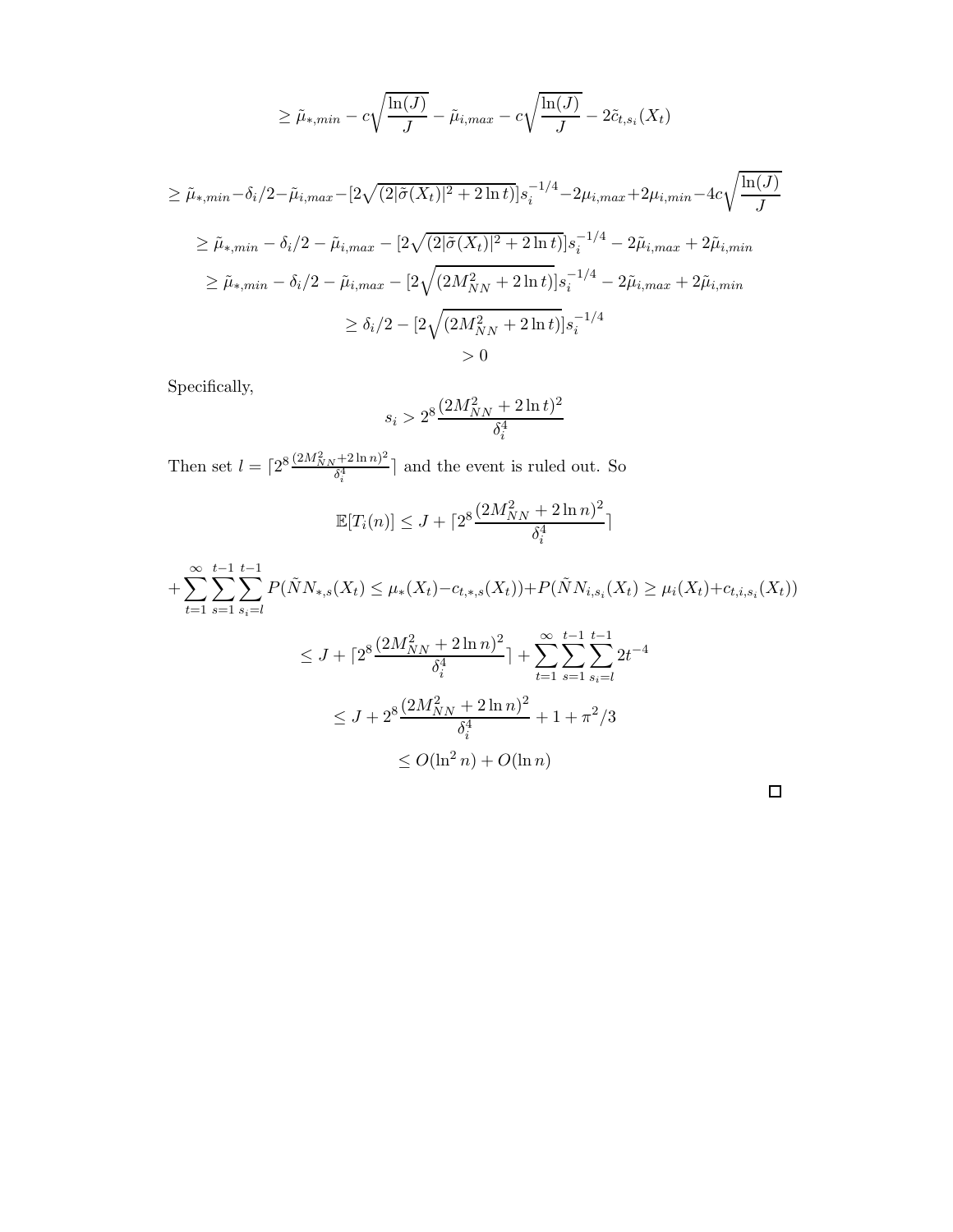$$\geq \tilde{\mu}_{*,min} - c\sqrt{\frac{\ln(J)}{J}} - \tilde{\mu}_{i,max} - c\sqrt{\frac{\ln(J)}{J}} - 2\tilde{c}_{t,s_i}(X_t)$$

$$\geq \tilde{\mu}_{*,min} - \delta_i/2 - \tilde{\mu}_{i,max} - [2\sqrt{(2|\tilde{\sigma}(X_t)|^2 + 2\ln t)}]s_i^{-1/4} - 2\mu_{i,max} + 2\mu_{i,min} - 4c\sqrt{\frac{\ln(J)}{J}}$$

$$\geq \tilde{\mu}_{*,min} - \delta_i/2 - \tilde{\mu}_{i,max} - [2\sqrt{(2|\tilde{\sigma}(X_t)|^2 + 2\ln t)}]s_i^{-1/4} - 2\tilde{\mu}_{i,max} + 2\tilde{\mu}_{i,min}$$

$$\geq \tilde{\mu}_{*,min} - \delta_i/2 - \tilde{\mu}_{i,max} - [2\sqrt{(2M_{NN}^2 + 2\ln t)}]s_i^{-1/4} - 2\tilde{\mu}_{i,max} + 2\tilde{\mu}_{i,min}$$

$$\geq \delta_i/2 - [2\sqrt{(2M_{NN}^2 + 2\ln t)}]s_i^{-1/4}$$

$$> 0$$

Specifically,

$$s_i > 2^8 \frac{(2M_{NN}^2 + 2\ln t)^2}{\delta_i^4}$$

Then set $l = \lceil 2^8 \frac{(2M_{NN}^2 + 2\ln n)^2}{\delta_i^4} \rceil$ and the event is ruled out. So

$$\mathbb{E}[T_i(n)] \leq J + \lceil 2^8 \frac{(2M_{NN}^2 + 2\ln n)^2}{\delta_i^4} \rceil$$

$$+ \sum_{t=1}^{\infty} \sum_{s=1}^{t-1} \sum_{s_i=l}^{t-1} P(\tilde{N}N_{*,s}(X_t) \leq \mu_*(X_t) - c_{t,*,s}(X_t)) + P(\tilde{N}N_{i,s_i}(X_t) \geq \mu_i(X_t) + c_{t,i,s_i}(X_t))$$

$$\leq J + \lceil 2^8 \frac{(2M_{NN}^2 + 2\ln n)^2}{\delta_i^4} \rceil + \sum_{t=1}^{\infty} \sum_{s=1}^{t-1} \sum_{s_i=l}^{t-1} 2t^{-4}$$

$$\leq J + 2^8 \frac{(2M_{NN}^2 + 2\ln n)^2}{\delta_i^4} + 1 + \pi^2/3$$

$$\leq O(\ln^2 n) + O(\ln n)$$

□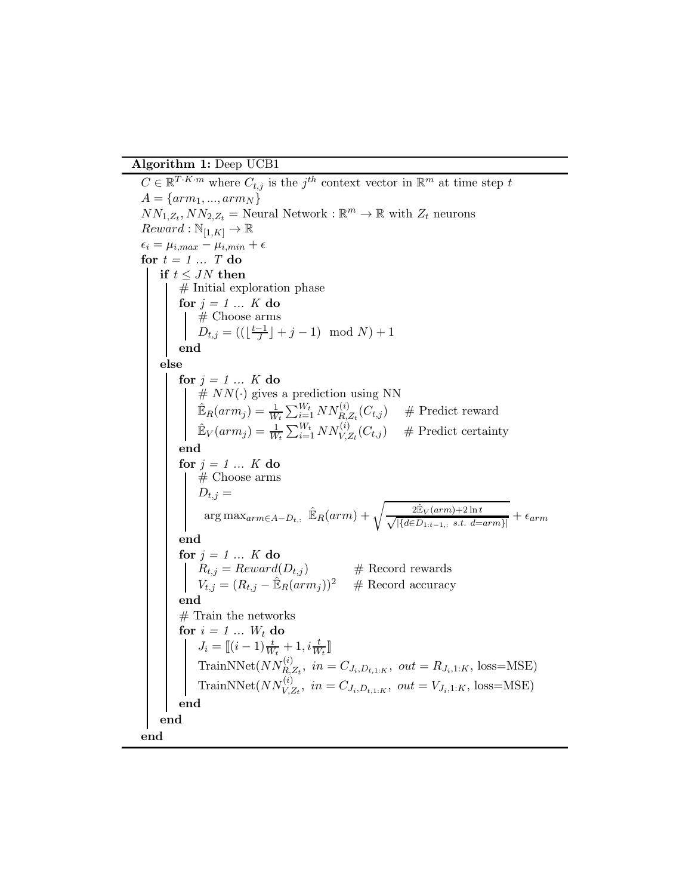**Algorithm 1:** Deep UCB1

```
C ∈ ℝ^{T·K·m} where C_{t,j} is the j^th context vector in ℝ^m at time step t
A = {arm_1, ..., arm_N}
NN_{1,Z_t}, NN_{2,Z_t} = Neural Network : ℝ^m → ℝ with Z_t neurons
Reward : ℕ_{[1,K]} → ℝ
ε_i = μ_{i,max} − μ_{i,min} + ε
for t = 1 ... T do
    if t ≤ JN then
        # Initial exploration phase
        for j = 1 ... K do
            # Choose arms
            D_{t,j} = ((⌊(t−1)/J⌋ + j − 1) mod N) + 1
        end
    else
        for j = 1 ... K do
            # NN(·) gives a prediction using NN
            Ê_R(arm_j) = (1/W_t) Σ_{i=1}^{W_t} NN^{(i)}_{R,Z_t}(C_{t,j})    # Predict reward
            Ê_V(arm_j) = (1/W_t) Σ_{i=1}^{W_t} NN^{(i)}_{V,Z_t}(C_{t,j})    # Predict certainty
        end
        for j = 1 ... K do
            # Choose arms
            D_{t,j} =
              argmax_{arm ∈ A − D_{t,:}} Ê_R(arm) + sqrt( (2Ê_V(arm) + 2 ln t) / sqrt(|{d ∈ D_{1:t−1,:} s.t. d = arm}|) ) + ε_arm
        end
        for j = 1 ... K do
            R_{t,j} = Reward(D_{t,j})              # Record rewards
            V_{t,j} = (R_{t,j} − Ê_R(arm_j))^2     # Record accuracy
        end
        # Train the networks
        for i = 1 ... W_t do
            J_i = ⟦(i − 1) t/W_t + 1, i t/W_t⟧
            TrainNNet(NN^{(i)}_{R,Z_t}, in = C_{J_i, D_{t,1:K}}, out = R_{J_i,1:K}, loss=MSE)
            TrainNNet(NN^{(i)}_{V,Z_t}, in = C_{J_i, D_{t,1:K}}, out = V_{J_i,1:K}, loss=MSE)
        end
    end
end
```

Key expressions:

$C \in \mathbb{R}^{T \cdot K \cdot m}$ where $C_{t,j}$ is the $j^{th}$ context vector in $\mathbb{R}^m$ at time step $t$

$A = \{arm_1, ..., arm_N\}$

$NN_{1,Z_t}, NN_{2,Z_t}$ = Neural Network : $\mathbb{R}^m \to \mathbb{R}$ with $Z_t$ neurons

$Reward : \mathbb{N}_{[1,K]} \to \mathbb{R}$

$\epsilon_i = \mu_{i,max} - \mu_{i,min} + \epsilon$

$D_{t,j} = ((\lfloor \frac{t-1}{J} \rfloor + j - 1) \mod N) + 1$

$\hat{\mathbb{E}}_R(arm_j) = \frac{1}{W_t} \sum_{i=1}^{W_t} NN^{(i)}_{R,Z_t}(C_{t,j})$ # Predict reward

$\hat{\mathbb{E}}_V(arm_j) = \frac{1}{W_t} \sum_{i=1}^{W_t} NN^{(i)}_{V,Z_t}(C_{t,j})$ # Predict certainty

$$D_{t,j} = \arg\max_{arm \in A - D_{t,:}} \hat{\mathbb{E}}_R(arm) + \sqrt{\frac{2\hat{\mathbb{E}}_V(arm) + 2\ln t}{\sqrt{|\{d \in D_{1:t-1,:} \ s.t. \ d = arm\}|}}} + \epsilon_{arm}$$

$R_{t,j} = Reward(D_{t,j})$ # Record rewards

$V_{t,j} = (R_{t,j} - \hat{\mathbb{E}}_R(arm_j))^2$ # Record accuracy

$J_i = [\![ (i-1)\frac{t}{W_t} + 1, i\frac{t}{W_t} ]\!]$

TrainNNet($NN^{(i)}_{R,Z_t}$, $in = C_{J_i, D_{t,1:K}}$, $out = R_{J_i,1:K}$, loss=MSE)

TrainNNet($NN^{(i)}_{V,Z_t}$, $in = C_{J_i, D_{t,1:K}}$, $out = V_{J_i,1:K}$, loss=MSE)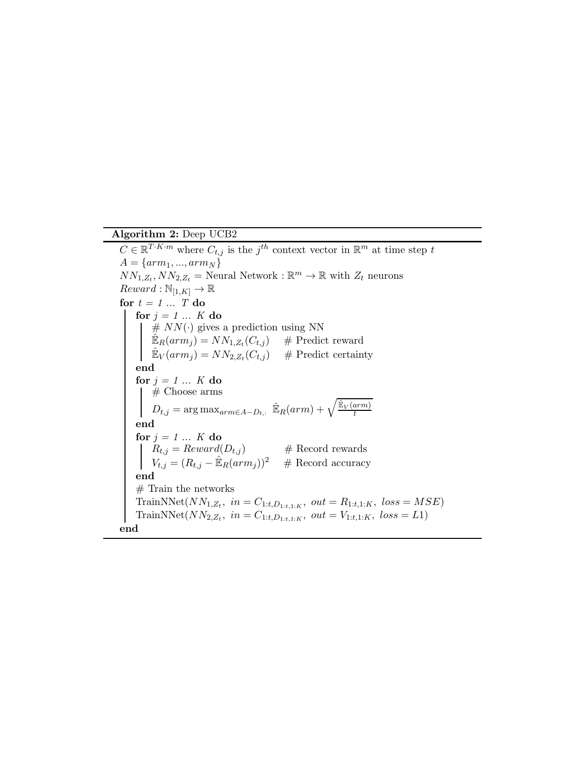**Algorithm 2:** Deep UCB2

```
C ∈ ℝ^{T·K·m} where C_{t,j} is the j^{th} context vector in ℝ^m at time step t
A = {arm_1, ..., arm_N}
NN_{1,Z_t}, NN_{2,Z_t} = Neural Network : ℝ^m → ℝ with Z_t neurons
Reward : ℕ_{[1,K]} → ℝ
for t = 1 ... T do
    for j = 1 ... K do
        # NN(·) gives a prediction using NN
        Ê_R(arm_j) = NN_{1,Z_t}(C_{t,j})     # Predict reward
        Ê_V(arm_j) = NN_{2,Z_t}(C_{t,j})     # Predict certainty
    end
    for j = 1 ... K do
        # Choose arms
        D_{t,j} = argmax_{arm ∈ A − D_{t,:}} Ê_R(arm) + sqrt(Ê_V(arm) / t)
    end
    for j = 1 ... K do
        R_{t,j} = Reward(D_{t,j})              # Record rewards
        V_{t,j} = (R_{t,j} − Ê_R(arm_j))^2     # Record accuracy
    end
    # Train the networks
    TrainNNet(NN_{1,Z_t}, in = C_{1:t,D_{1:t,1:K}}, out = R_{1:t,1:K}, loss = MSE)
    TrainNNet(NN_{2,Z_t}, in = C_{1:t,D_{1:t,1:K}}, out = V_{1:t,1:K}, loss = L1)
end
```